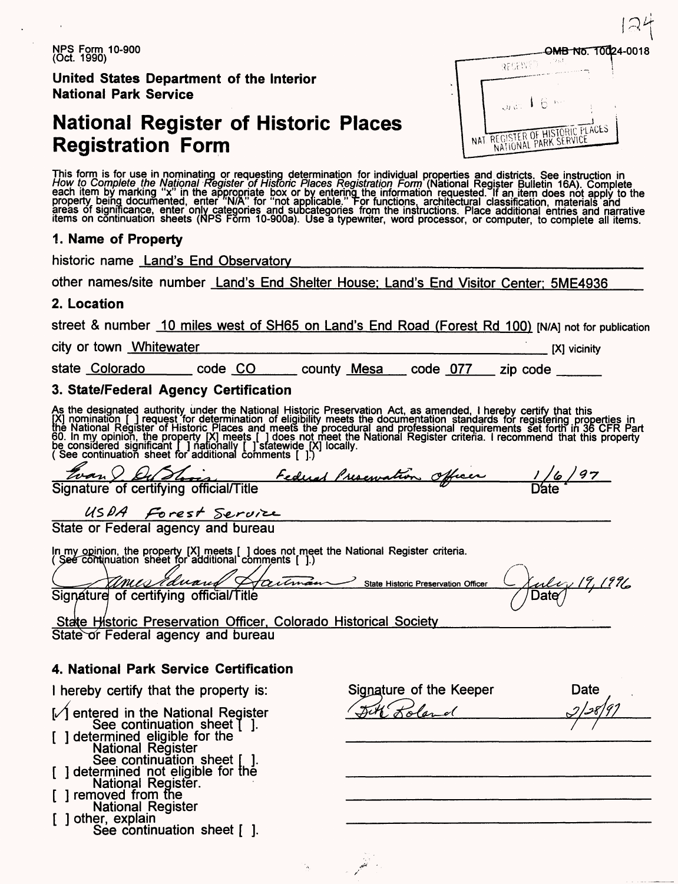NPS Form 10-900
(Oct. 1990)

OMB No. 10024-0018

**United States Department of the Interior**
**National Park Service**

# National Register of Historic Places Registration Form

RECEIVED
JAN 16
NAT REGISTER OF HISTORIC PLACES NATIONAL PARK SERVICE

This form is for use in nominating or requesting determination for individual properties and districts. See instruction in *How to Complete the National Register of Historic Places Registration Form* (National Register Bulletin 16A). Complete each item by marking "x" in the appropriate box or by entering the information requested. If an item does not apply to the property being documented, enter "N/A" for "not applicable." For functions, architectural classification, materials and areas of significance, enter only categories and subcategories from the instructions. Place additional entries and narrative items on continuation sheets (NPS Form 10-900a). Use a typewriter, word processor, or computer, to complete all items.

## 1. Name of Property

historic name Land's End Observatory

other names/site number Land's End Shelter House; Land's End Visitor Center; 5ME4936

## 2. Location

street & number 10 miles west of SH65 on Land's End Road (Forest Rd 100) [N/A] not for publication

city or town Whitewater [X] vicinity

state Colorado code CO county Mesa code 077 zip code ______

## 3. State/Federal Agency Certification

As the designated authority under the National Historic Preservation Act, as amended, I hereby certify that this [X] nomination [ ] request for determination of eligibility meets the documentation standards for registering properties in the National Register of Historic Places and meets the procedural and professional requirements set forth in 36 CFR Part 60. In my opinion, the property [X] meets [ ] does not meet the National Register criteria. I recommend that this property be considered significant [ ] nationally [ ] statewide [X] locally. ( See continuation sheet for additional comments [ ].)

Evan I. DuBois Federal Preservation Officer 1/6/97
Signature of certifying official/Title Date

USDA Forest Service
State or Federal agency and bureau

In my opinion, the property [X] meets [ ] does not meet the National Register criteria. ( See continuation sheet for additional comments [ ].)

James Edward Hartmann State Historic Preservation Officer July 19, 1996
Signature of certifying official/Title Date

State Historic Preservation Officer, Colorado Historical Society
State or Federal agency and bureau

## 4. National Park Service Certification

I hereby certify that the property is:

[✓] entered in the National Register
See continuation sheet [ ].
[ ] determined eligible for the National Register
See continuation sheet [ ].
[ ] determined not eligible for the National Register.
[ ] removed from the National Register
[ ] other, explain
See continuation sheet [ ].

| Signature of the Keeper | Date |
| --- | --- |
| Beth Boland | 2/28/97 |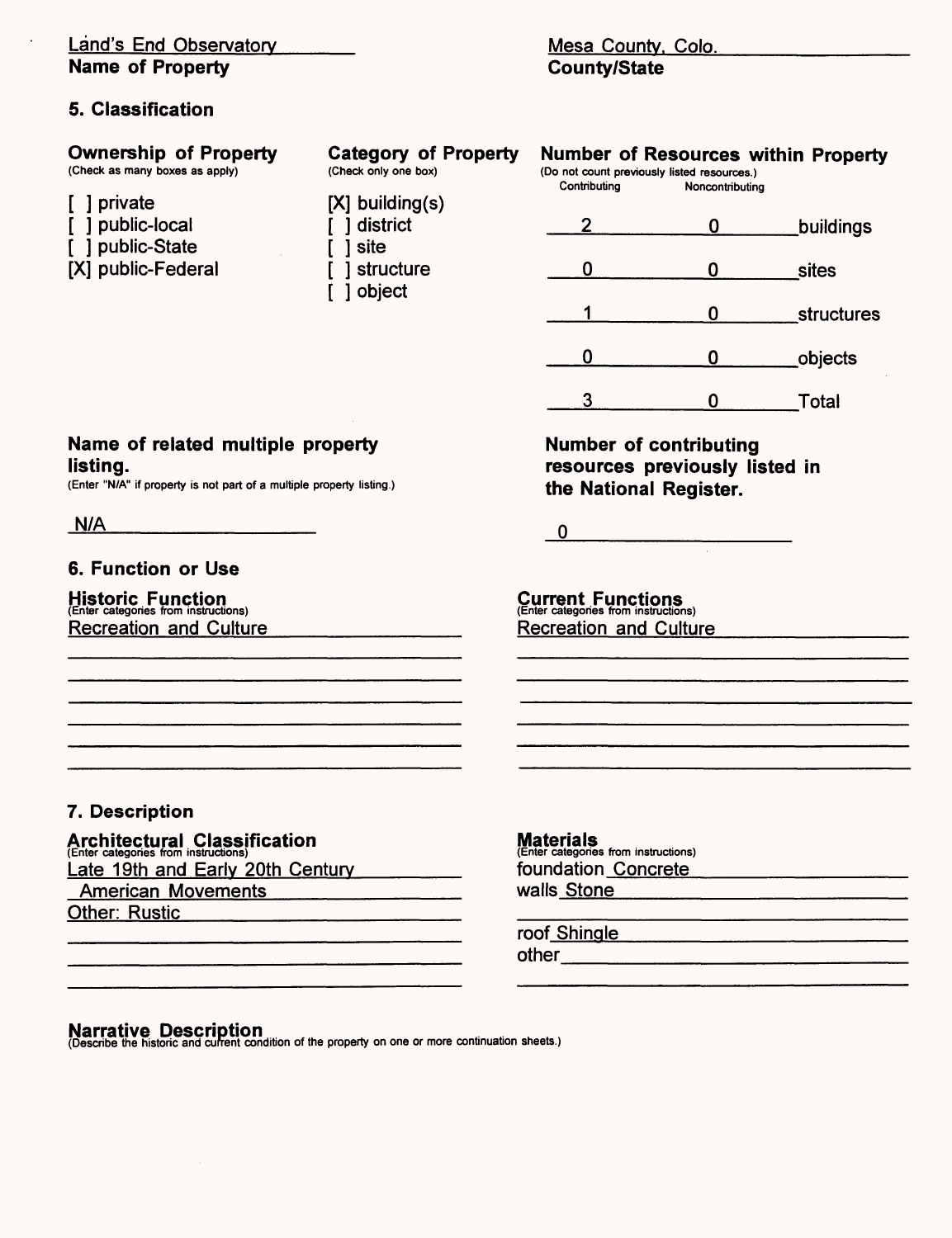Land's End Observatory
**Name of Property**

Mesa County, Colo.
**County/State**

## 5. Classification

**Ownership of Property**
(Check as many boxes as apply)

[ ] private
[ ] public-local
[ ] public-State
[X] public-Federal

**Category of Property**
(Check only one box)

[X] building(s)
[ ] district
[ ] site
[ ] structure
[ ] object

**Number of Resources within Property**
(Do not count previously listed resources.)

| Contributing | Noncontributing | |
|---|---|---|
| 2 | 0 | buildings |
| 0 | 0 | sites |
| 1 | 0 | structures |
| 0 | 0 | objects |
| 3 | 0 | Total |

**Name of related multiple property listing.**
(Enter "N/A" if property is not part of a multiple property listing.)

N/A

**Number of contributing resources previously listed in the National Register.**

0

## 6. Function or Use

**Historic Function**
(Enter categories from instructions)

Recreation and Culture

**Current Functions**
(Enter categories from instructions)

Recreation and Culture

## 7. Description

**Architectural Classification**
(Enter categories from instructions)

Late 19th and Early 20th Century American Movements
Other: Rustic

**Materials**
(Enter categories from instructions)

foundation Concrete
walls Stone

roof Shingle
other

**Narrative Description**
(Describe the historic and current condition of the property on one or more continuation sheets.)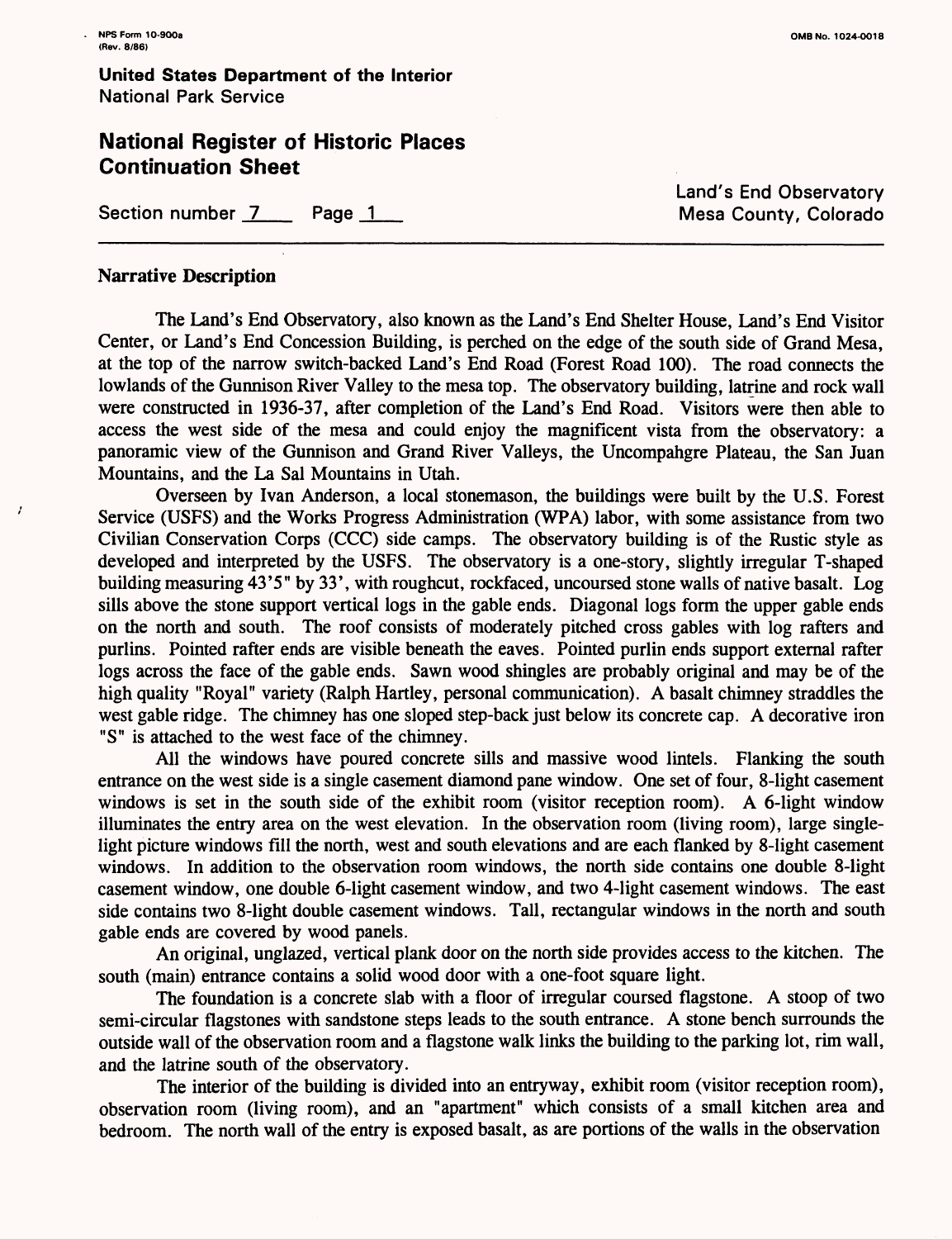**United States Department of the Interior**
National Park Service

## National Register of Historic Places Continuation Sheet

Section number 7 Page 1

Land's End Observatory
Mesa County, Colorado

### Narrative Description

The Land's End Observatory, also known as the Land's End Shelter House, Land's End Visitor Center, or Land's End Concession Building, is perched on the edge of the south side of Grand Mesa, at the top of the narrow switch-backed Land's End Road (Forest Road 100). The road connects the lowlands of the Gunnison River Valley to the mesa top. The observatory building, latrine and rock wall were constructed in 1936-37, after completion of the Land's End Road. Visitors were then able to access the west side of the mesa and could enjoy the magnificent vista from the observatory: a panoramic view of the Gunnison and Grand River Valleys, the Uncompahgre Plateau, the San Juan Mountains, and the La Sal Mountains in Utah.

Overseen by Ivan Anderson, a local stonemason, the buildings were built by the U.S. Forest Service (USFS) and the Works Progress Administration (WPA) labor, with some assistance from two Civilian Conservation Corps (CCC) side camps. The observatory building is of the Rustic style as developed and interpreted by the USFS. The observatory is a one-story, slightly irregular T-shaped building measuring 43'5" by 33', with roughcut, rockfaced, uncoursed stone walls of native basalt. Log sills above the stone support vertical logs in the gable ends. Diagonal logs form the upper gable ends on the north and south. The roof consists of moderately pitched cross gables with log rafters and purlins. Pointed rafter ends are visible beneath the eaves. Pointed purlin ends support external rafter logs across the face of the gable ends. Sawn wood shingles are probably original and may be of the high quality "Royal" variety (Ralph Hartley, personal communication). A basalt chimney straddles the west gable ridge. The chimney has one sloped step-back just below its concrete cap. A decorative iron "S" is attached to the west face of the chimney.

All the windows have poured concrete sills and massive wood lintels. Flanking the south entrance on the west side is a single casement diamond pane window. One set of four, 8-light casement windows is set in the south side of the exhibit room (visitor reception room). A 6-light window illuminates the entry area on the west elevation. In the observation room (living room), large single-light picture windows fill the north, west and south elevations and are each flanked by 8-light casement windows. In addition to the observation room windows, the north side contains one double 8-light casement window, one double 6-light casement window, and two 4-light casement windows. The east side contains two 8-light double casement windows. Tall, rectangular windows in the north and south gable ends are covered by wood panels.

An original, unglazed, vertical plank door on the north side provides access to the kitchen. The south (main) entrance contains a solid wood door with a one-foot square light.

The foundation is a concrete slab with a floor of irregular coursed flagstone. A stoop of two semi-circular flagstones with sandstone steps leads to the south entrance. A stone bench surrounds the outside wall of the observation room and a flagstone walk links the building to the parking lot, rim wall, and the latrine south of the observatory.

The interior of the building is divided into an entryway, exhibit room (visitor reception room), observation room (living room), and an "apartment" which consists of a small kitchen area and bedroom. The north wall of the entry is exposed basalt, as are portions of the walls in the observation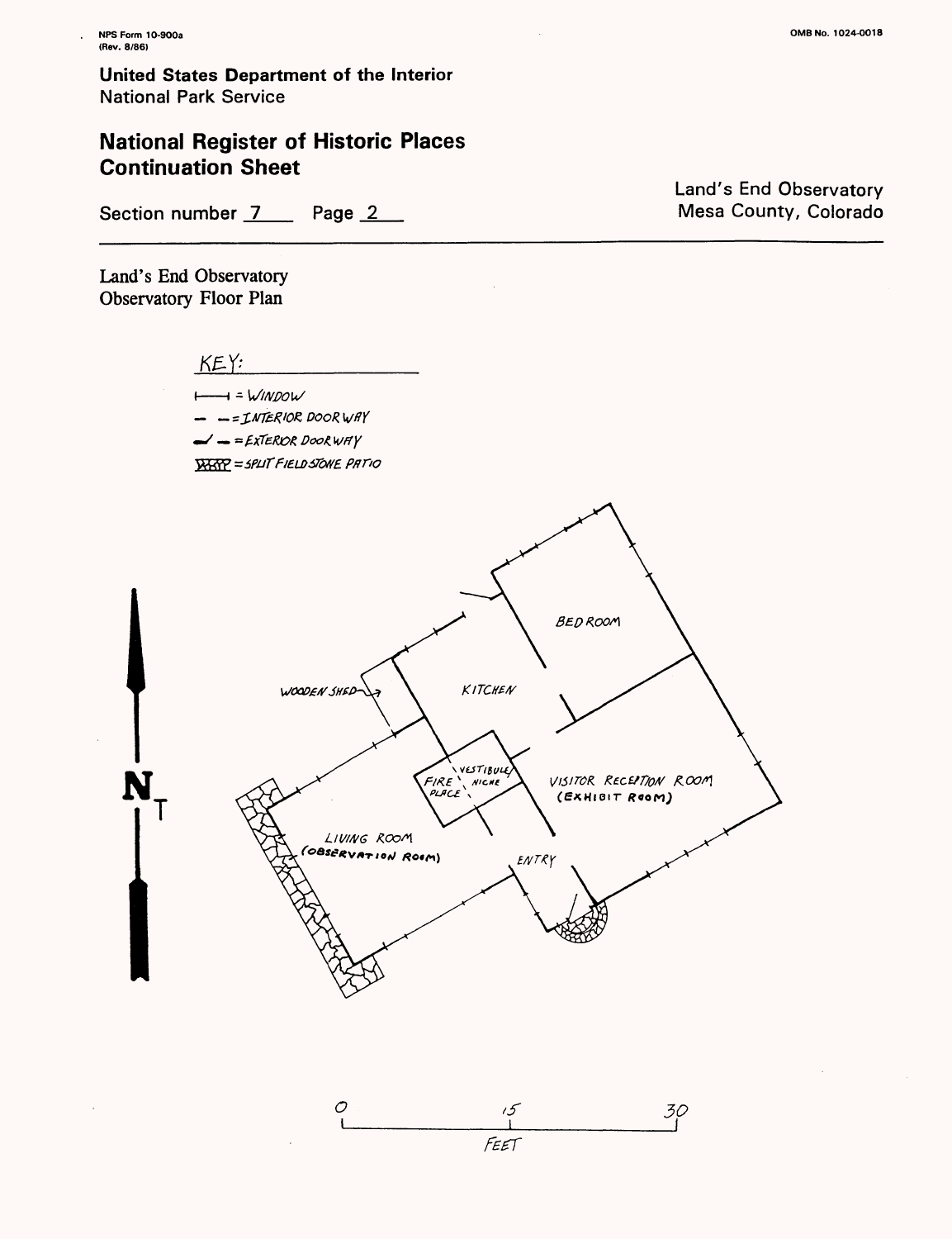NPS Form 10-900a
(Rev. 8/86)

OMB No. 1024-0018

**United States Department of the Interior**
National Park Service

## National Register of Historic Places Continuation Sheet

Section number 7 Page 2

Land's End Observatory
Mesa County, Colorado

Land's End Observatory
Observatory Floor Plan

KEY:
- = WINDOW
- = INTERIOR DOORWAY
- = EXTERIOR DOORWAY
- = SPLIT FIELDSTONE PATIO

N T

BEDROOM

KITCHEN

WOODEN SHED

VESTIBULE/NICHE

FIRE PLACE

VISITOR RECEPTION ROOM (EXHIBIT ROOM)

LIVING ROOM (OBSERVATION ROOM)

ENTRY

0 15 30
FEET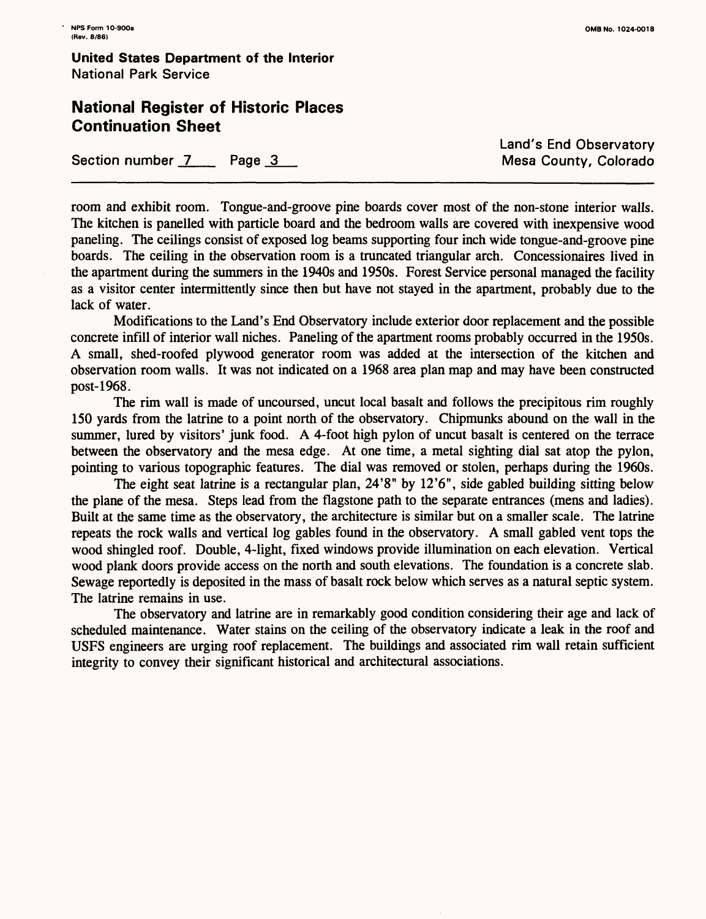room and exhibit room. Tongue-and-groove pine boards cover most of the non-stone interior walls. The kitchen is panelled with particle board and the bedroom walls are covered with inexpensive wood paneling. The ceilings consist of exposed log beams supporting four inch wide tongue-and-groove pine boards. The ceiling in the observation room is a truncated triangular arch. Concessionaires lived in the apartment during the summers in the 1940s and 1950s. Forest Service personal managed the facility as a visitor center intermittently since then but have not stayed in the apartment, probably due to the lack of water.

Modifications to the Land's End Observatory include exterior door replacement and the possible concrete infill of interior wall niches. Paneling of the apartment rooms probably occurred in the 1950s. A small, shed-roofed plywood generator room was added at the intersection of the kitchen and observation room walls. It was not indicated on a 1968 area plan map and may have been constructed post-1968.

The rim wall is made of uncoursed, uncut local basalt and follows the precipitous rim roughly 150 yards from the latrine to a point north of the observatory. Chipmunks abound on the wall in the summer, lured by visitors' junk food. A 4-foot high pylon of uncut basalt is centered on the terrace between the observatory and the mesa edge. At one time, a metal sighting dial sat atop the pylon, pointing to various topographic features. The dial was removed or stolen, perhaps during the 1960s.

The eight seat latrine is a rectangular plan, 24'8" by 12'6", side gabled building sitting below the plane of the mesa. Steps lead from the flagstone path to the separate entrances (mens and ladies). Built at the same time as the observatory, the architecture is similar but on a smaller scale. The latrine repeats the rock walls and vertical log gables found in the observatory. A small gabled vent tops the wood shingled roof. Double, 4-light, fixed windows provide illumination on each elevation. Vertical wood plank doors provide access on the north and south elevations. The foundation is a concrete slab. Sewage reportedly is deposited in the mass of basalt rock below which serves as a natural septic system. The latrine remains in use.

The observatory and latrine are in remarkably good condition considering their age and lack of scheduled maintenance. Water stains on the ceiling of the observatory indicate a leak in the roof and USFS engineers are urging roof replacement. The buildings and associated rim wall retain sufficient integrity to convey their significant historical and architectural associations.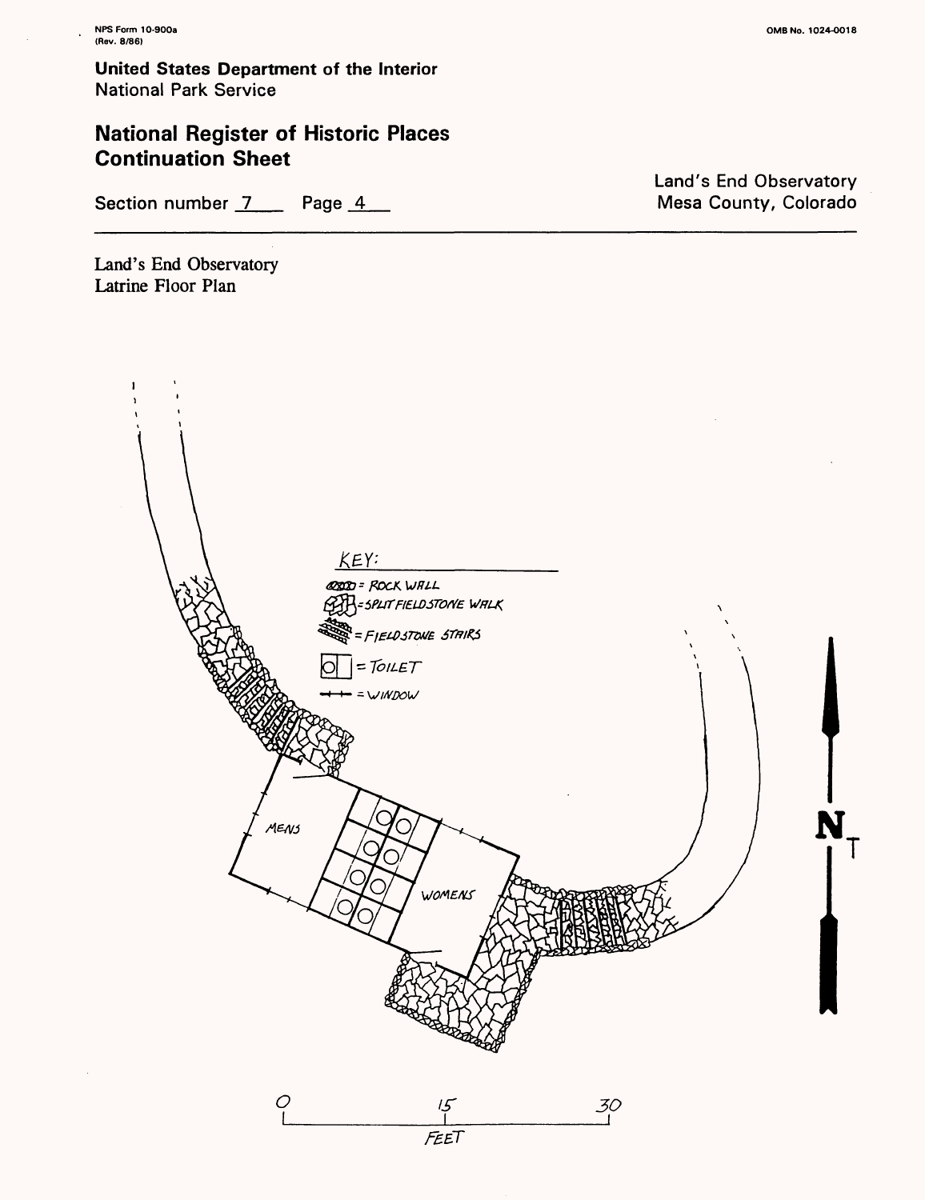Land's End Observatory
Latrine Floor Plan

KEY:
= ROCK WALL
= SPLIT FIELDSTONE WALK
= FIELDSTONE STAIRS
= TOILET
= WINDOW

MENS

WOMENS

N

0 15 30
FEET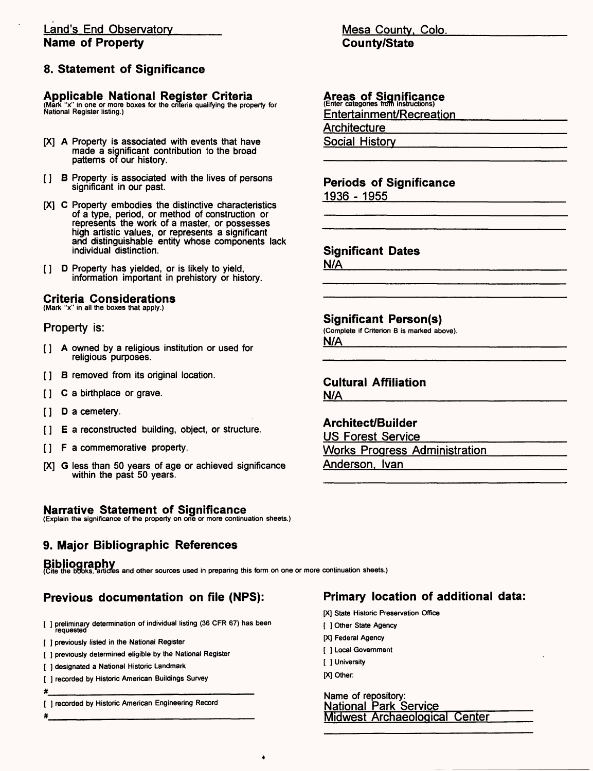Land's End Observatory
**Name of Property**

Mesa County, Colo.
**County/State**

## 8. Statement of Significance

### Applicable National Register Criteria
(Mark "x" in one or more boxes for the criteria qualifying the property for National Register listing.)

[X] **A** Property is associated with events that have made a significant contribution to the broad patterns of our history.

[ ] **B** Property is associated with the lives of persons significant in our past.

[X] **C** Property embodies the distinctive characteristics of a type, period, or method of construction or represents the work of a master, or possesses high artistic values, or represents a significant and distinguishable entity whose components lack individual distinction.

[ ] **D** Property has yielded, or is likely to yield, information important in prehistory or history.

### Criteria Considerations
(Mark "x" in all the boxes that apply.)

Property is:

[ ] **A** owned by a religious institution or used for religious purposes.

[ ] **B** removed from its original location.

[ ] **C** a birthplace or grave.

[ ] **D** a cemetery.

[ ] **E** a reconstructed building, object, or structure.

[ ] **F** a commemorative property.

[X] **G** less than 50 years of age or achieved significance within the past 50 years.

### Areas of Significance
(Enter categories from instructions)

Entertainment/Recreation
Architecture
Social History

### Periods of Significance

1936 - 1955

### Significant Dates

N/A

### Significant Person(s)
(Complete if Criterion B is marked above).

N/A

### Cultural Affiliation

N/A

### Architect/Builder

US Forest Service
Works Progress Administration
Anderson, Ivan

### Narrative Statement of Significance
(Explain the significance of the property on one or more continuation sheets.)

## 9. Major Bibliographic References

### Bibliography
(Cite the books, articles and other sources used in preparing this form on one or more continuation sheets.)

### Previous documentation on file (NPS):

[ ] preliminary determination of individual listing (36 CFR 67) has been requested

[ ] previously listed in the National Register

[ ] previously determined eligible by the National Register

[ ] designated a National Historic Landmark

[ ] recorded by Historic American Buildings Survey

#\_\_\_\_\_\_\_\_\_\_\_\_\_\_\_\_\_\_

[ ] recorded by Historic American Engineering Record

#\_\_\_\_\_\_\_\_\_\_\_\_\_\_\_\_\_\_

### Primary location of additional data:

[X] State Historic Preservation Office

[ ] Other State Agency

[X] Federal Agency

[ ] Local Government

[ ] University

[X] Other:

Name of repository:
National Park Service
Midwest Archaeological Center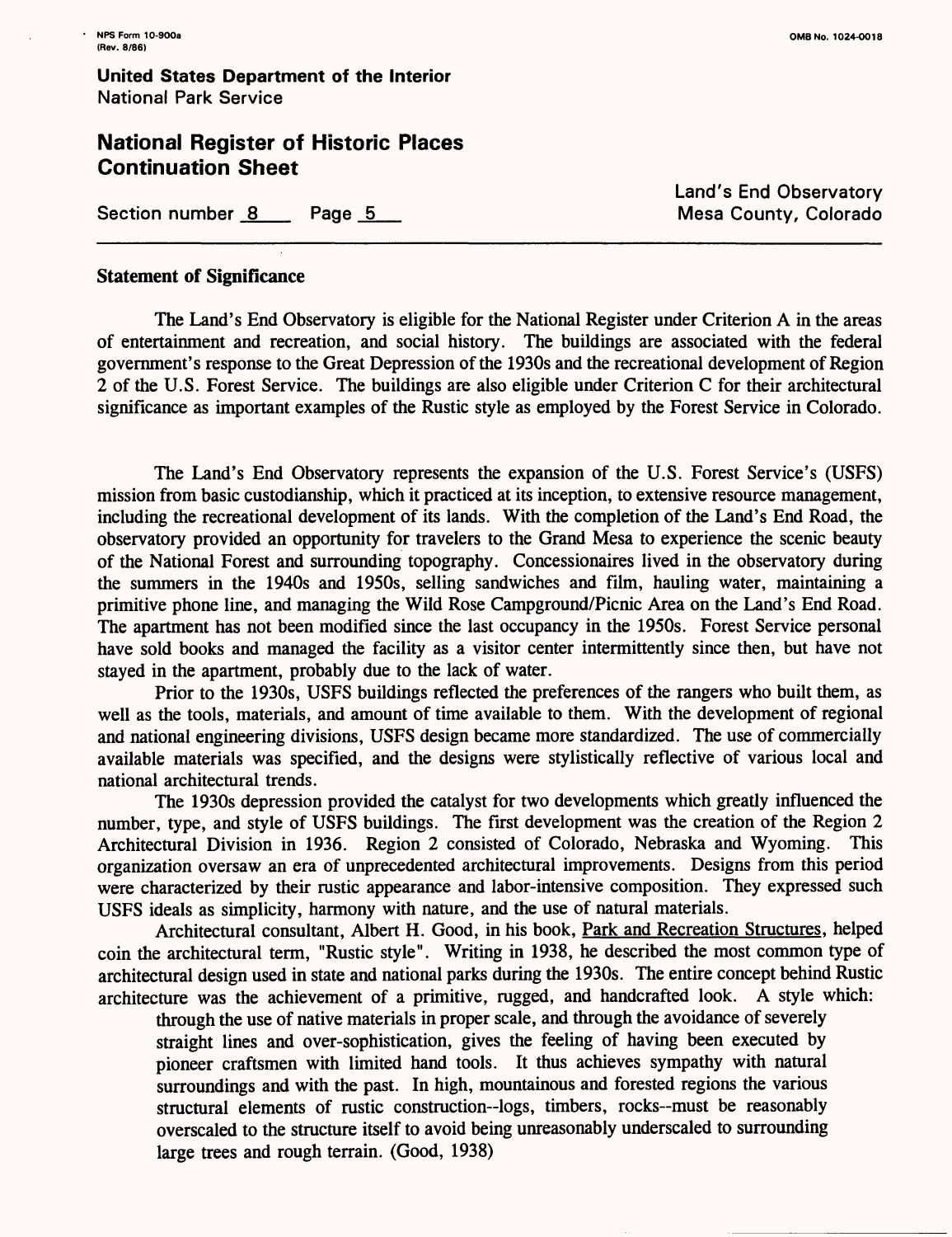NPS Form 10-900a
(Rev. 8/86)

OMB No. 1024-0018

**United States Department of the Interior**
National Park Service

## National Register of Historic Places Continuation Sheet

Section number 8 Page 5

Land's End Observatory
Mesa County, Colorado

---

**Statement of Significance**

The Land's End Observatory is eligible for the National Register under Criterion A in the areas of entertainment and recreation, and social history. The buildings are associated with the federal government's response to the Great Depression of the 1930s and the recreational development of Region 2 of the U.S. Forest Service. The buildings are also eligible under Criterion C for their architectural significance as important examples of the Rustic style as employed by the Forest Service in Colorado.

The Land's End Observatory represents the expansion of the U.S. Forest Service's (USFS) mission from basic custodianship, which it practiced at its inception, to extensive resource management, including the recreational development of its lands. With the completion of the Land's End Road, the observatory provided an opportunity for travelers to the Grand Mesa to experience the scenic beauty of the National Forest and surrounding topography. Concessionaires lived in the observatory during the summers in the 1940s and 1950s, selling sandwiches and film, hauling water, maintaining a primitive phone line, and managing the Wild Rose Campground/Picnic Area on the Land's End Road. The apartment has not been modified since the last occupancy in the 1950s. Forest Service personal have sold books and managed the facility as a visitor center intermittently since then, but have not stayed in the apartment, probably due to the lack of water.

Prior to the 1930s, USFS buildings reflected the preferences of the rangers who built them, as well as the tools, materials, and amount of time available to them. With the development of regional and national engineering divisions, USFS design became more standardized. The use of commercially available materials was specified, and the designs were stylistically reflective of various local and national architectural trends.

The 1930s depression provided the catalyst for two developments which greatly influenced the number, type, and style of USFS buildings. The first development was the creation of the Region 2 Architectural Division in 1936. Region 2 consisted of Colorado, Nebraska and Wyoming. This organization oversaw an era of unprecedented architectural improvements. Designs from this period were characterized by their rustic appearance and labor-intensive composition. They expressed such USFS ideals as simplicity, harmony with nature, and the use of natural materials.

Architectural consultant, Albert H. Good, in his book, Park and Recreation Structures, helped coin the architectural term, "Rustic style". Writing in 1938, he described the most common type of architectural design used in state and national parks during the 1930s. The entire concept behind Rustic architecture was the achievement of a primitive, rugged, and handcrafted look. A style which:

> through the use of native materials in proper scale, and through the avoidance of severely straight lines and over-sophistication, gives the feeling of having been executed by pioneer craftsmen with limited hand tools. It thus achieves sympathy with natural surroundings and with the past. In high, mountainous and forested regions the various structural elements of rustic construction--logs, timbers, rocks--must be reasonably overscaled to the structure itself to avoid being unreasonably underscaled to surrounding large trees and rough terrain. (Good, 1938)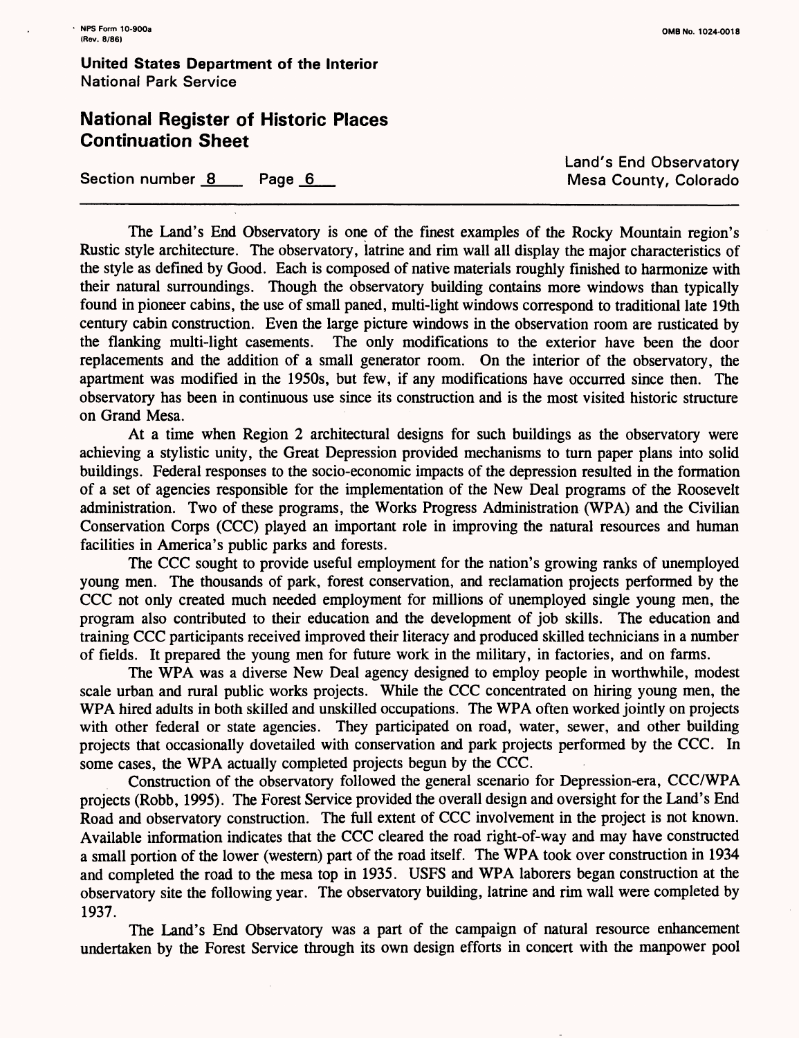The Land's End Observatory is one of the finest examples of the Rocky Mountain region's Rustic style architecture. The observatory, latrine and rim wall all display the major characteristics of the style as defined by Good. Each is composed of native materials roughly finished to harmonize with their natural surroundings. Though the observatory building contains more windows than typically found in pioneer cabins, the use of small paned, multi-light windows correspond to traditional late 19th century cabin construction. Even the large picture windows in the observation room are rusticated by the flanking multi-light casements. The only modifications to the exterior have been the door replacements and the addition of a small generator room. On the interior of the observatory, the apartment was modified in the 1950s, but few, if any modifications have occurred since then. The observatory has been in continuous use since its construction and is the most visited historic structure on Grand Mesa.

At a time when Region 2 architectural designs for such buildings as the observatory were achieving a stylistic unity, the Great Depression provided mechanisms to turn paper plans into solid buildings. Federal responses to the socio-economic impacts of the depression resulted in the formation of a set of agencies responsible for the implementation of the New Deal programs of the Roosevelt administration. Two of these programs, the Works Progress Administration (WPA) and the Civilian Conservation Corps (CCC) played an important role in improving the natural resources and human facilities in America's public parks and forests.

The CCC sought to provide useful employment for the nation's growing ranks of unemployed young men. The thousands of park, forest conservation, and reclamation projects performed by the CCC not only created much needed employment for millions of unemployed single young men, the program also contributed to their education and the development of job skills. The education and training CCC participants received improved their literacy and produced skilled technicians in a number of fields. It prepared the young men for future work in the military, in factories, and on farms.

The WPA was a diverse New Deal agency designed to employ people in worthwhile, modest scale urban and rural public works projects. While the CCC concentrated on hiring young men, the WPA hired adults in both skilled and unskilled occupations. The WPA often worked jointly on projects with other federal or state agencies. They participated on road, water, sewer, and other building projects that occasionally dovetailed with conservation and park projects performed by the CCC. In some cases, the WPA actually completed projects begun by the CCC.

Construction of the observatory followed the general scenario for Depression-era, CCC/WPA projects (Robb, 1995). The Forest Service provided the overall design and oversight for the Land's End Road and observatory construction. The full extent of CCC involvement in the project is not known. Available information indicates that the CCC cleared the road right-of-way and may have constructed a small portion of the lower (western) part of the road itself. The WPA took over construction in 1934 and completed the road to the mesa top in 1935. USFS and WPA laborers began construction at the observatory site the following year. The observatory building, latrine and rim wall were completed by 1937.

The Land's End Observatory was a part of the campaign of natural resource enhancement undertaken by the Forest Service through its own design efforts in concert with the manpower pool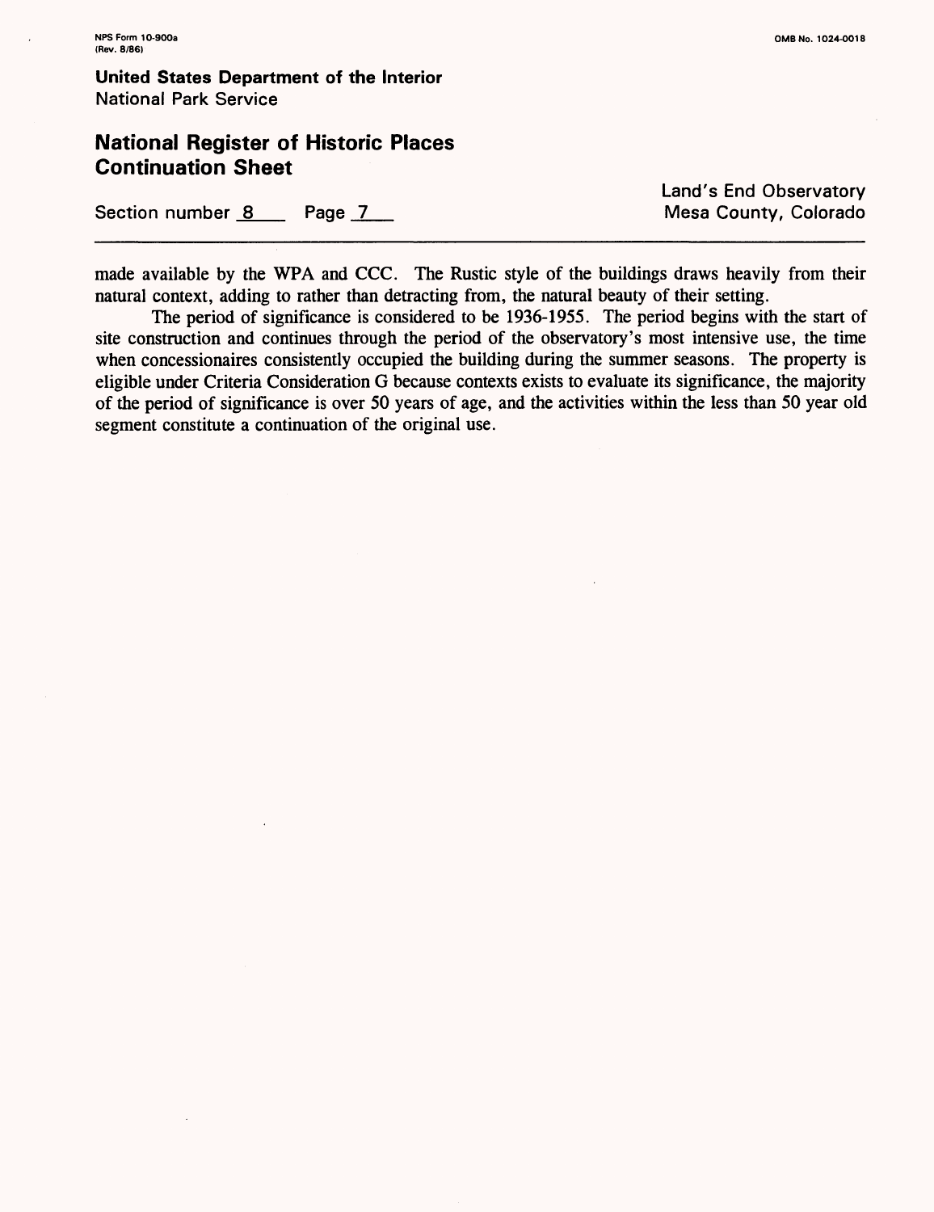made available by the WPA and CCC. The Rustic style of the buildings draws heavily from their natural context, adding to rather than detracting from, the natural beauty of their setting.

The period of significance is considered to be 1936-1955. The period begins with the start of site construction and continues through the period of the observatory's most intensive use, the time when concessionaires consistently occupied the building during the summer seasons. The property is eligible under Criteria Consideration G because contexts exists to evaluate its significance, the majority of the period of significance is over 50 years of age, and the activities within the less than 50 year old segment constitute a continuation of the original use.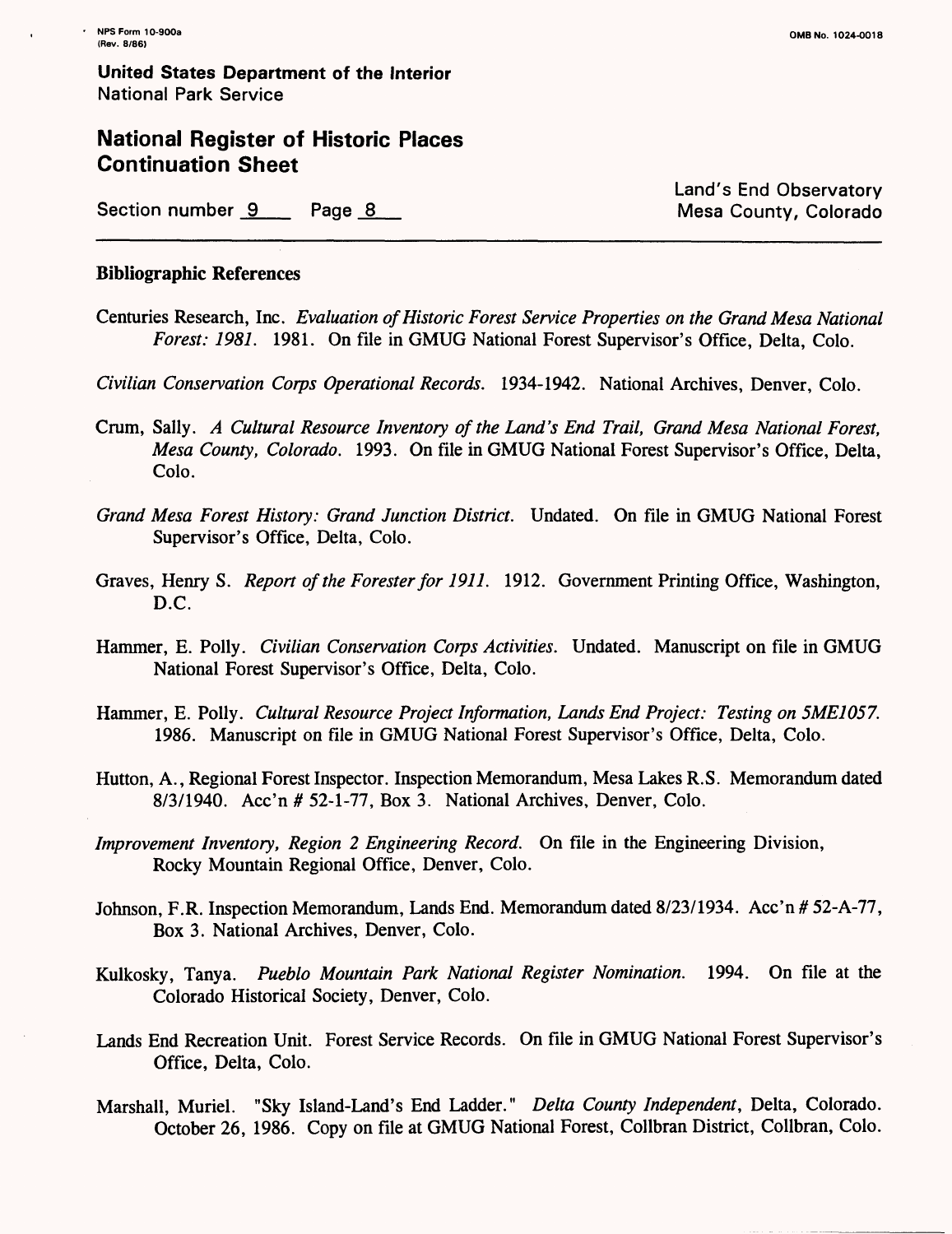**Section number 9 Page 8**

Land's End Observatory
Mesa County, Colorado

## Bibliographic References

Centuries Research, Inc. *Evaluation of Historic Forest Service Properties on the Grand Mesa National Forest: 1981.* 1981. On file in GMUG National Forest Supervisor's Office, Delta, Colo.

*Civilian Conservation Corps Operational Records.* 1934-1942. National Archives, Denver, Colo.

Crum, Sally. *A Cultural Resource Inventory of the Land's End Trail, Grand Mesa National Forest, Mesa County, Colorado.* 1993. On file in GMUG National Forest Supervisor's Office, Delta, Colo.

*Grand Mesa Forest History: Grand Junction District.* Undated. On file in GMUG National Forest Supervisor's Office, Delta, Colo.

Graves, Henry S. *Report of the Forester for 1911.* 1912. Government Printing Office, Washington, D.C.

Hammer, E. Polly. *Civilian Conservation Corps Activities.* Undated. Manuscript on file in GMUG National Forest Supervisor's Office, Delta, Colo.

Hammer, E. Polly. *Cultural Resource Project Information, Lands End Project: Testing on 5ME1057.* 1986. Manuscript on file in GMUG National Forest Supervisor's Office, Delta, Colo.

Hutton, A., Regional Forest Inspector. Inspection Memorandum, Mesa Lakes R.S. Memorandum dated 8/3/1940. Acc'n # 52-1-77, Box 3. National Archives, Denver, Colo.

*Improvement Inventory, Region 2 Engineering Record.* On file in the Engineering Division, Rocky Mountain Regional Office, Denver, Colo.

Johnson, F.R. Inspection Memorandum, Lands End. Memorandum dated 8/23/1934. Acc'n # 52-A-77, Box 3. National Archives, Denver, Colo.

Kulkosky, Tanya. *Pueblo Mountain Park National Register Nomination.* 1994. On file at the Colorado Historical Society, Denver, Colo.

Lands End Recreation Unit. Forest Service Records. On file in GMUG National Forest Supervisor's Office, Delta, Colo.

Marshall, Muriel. "Sky Island-Land's End Ladder." *Delta County Independent*, Delta, Colorado. October 26, 1986. Copy on file at GMUG National Forest, Collbran District, Collbran, Colo.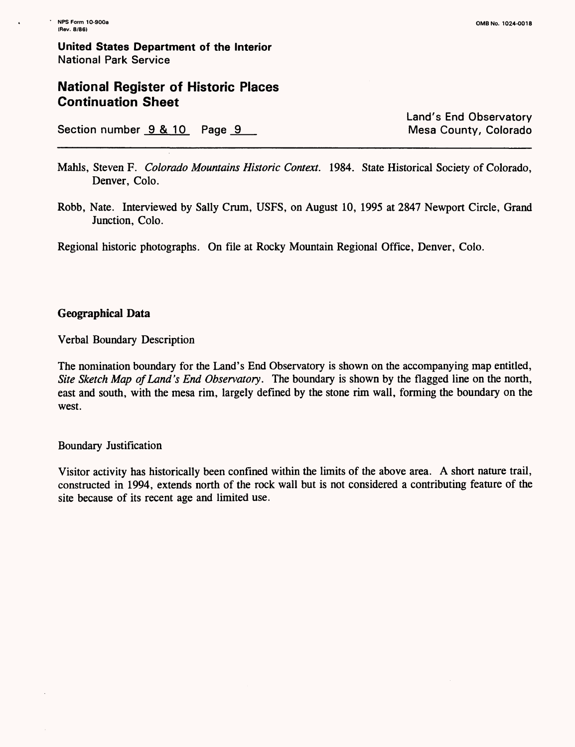Mahls, Steven F. *Colorado Mountains Historic Context.* 1984. State Historical Society of Colorado, Denver, Colo.

Robb, Nate. Interviewed by Sally Crum, USFS, on August 10, 1995 at 2847 Newport Circle, Grand Junction, Colo.

Regional historic photographs. On file at Rocky Mountain Regional Office, Denver, Colo.

## Geographical Data

Verbal Boundary Description

The nomination boundary for the Land's End Observatory is shown on the accompanying map entitled, *Site Sketch Map of Land's End Observatory*. The boundary is shown by the flagged line on the north, east and south, with the mesa rim, largely defined by the stone rim wall, forming the boundary on the west.

Boundary Justification

Visitor activity has historically been confined within the limits of the above area. A short nature trail, constructed in 1994, extends north of the rock wall but is not considered a contributing feature of the site because of its recent age and limited use.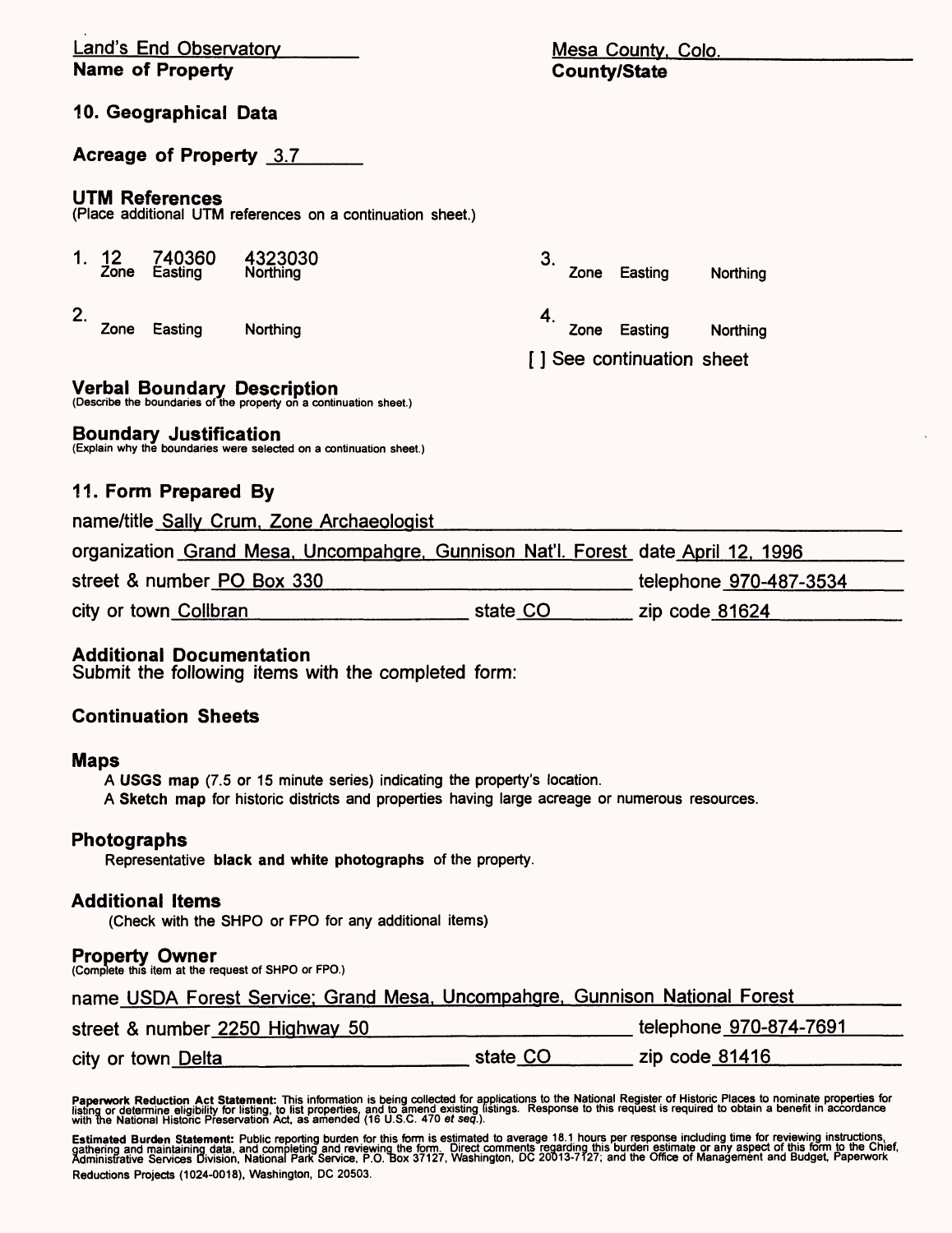Land's End Observatory
**Name of Property**

Mesa County, Colo.
**County/State**

## 10. Geographical Data

**Acreage of Property** 3.7

### UTM References
(Place additional UTM references on a continuation sheet.)

| | Zone | Easting | Northing |
|---|---|---|---|
| 1. | 12 | 740360 | 4323030 |
| 2. | | | |
| 3. | | | |
| 4. | | | |

[ ] See continuation sheet

### Verbal Boundary Description
(Describe the boundaries of the property on a continuation sheet.)

### Boundary Justification
(Explain why the boundaries were selected on a continuation sheet.)

## 11. Form Prepared By

name/title Sally Crum, Zone Archaeologist

organization Grand Mesa, Uncompahgre, Gunnison Nat'l. Forest date April 12, 1996

street & number PO Box 330 telephone 970-487-3534

city or town Collbran state CO zip code 81624

### Additional Documentation
Submit the following items with the completed form:

### Continuation Sheets

### Maps
A **USGS map** (7.5 or 15 minute series) indicating the property's location.
A **Sketch map** for historic districts and properties having large acreage or numerous resources.

### Photographs
Representative **black and white photographs** of the property.

### Additional Items
(Check with the SHPO or FPO for any additional items)

### Property Owner
(Complete this item at the request of SHPO or FPO.)

name USDA Forest Service; Grand Mesa, Uncompahgre, Gunnison National Forest

street & number 2250 Highway 50 telephone 970-874-7691

city or town Delta state CO zip code 81416

**Paperwork Reduction Act Statement:** This information is being collected for applications to the National Register of Historic Places to nominate properties for listing or determine eligibility for listing, to list properties, and to amend existing listings. Response to this request is required to obtain a benefit in accordance with the National Historic Preservation Act, as amended (16 U.S.C. 470 *et seq.*).

**Estimated Burden Statement:** Public reporting burden for this form is estimated to average 18.1 hours per response including time for reviewing instructions, gathering and maintaining data, and completing and reviewing the form. Direct comments regarding this burden estimate or any aspect of this form to the Chief, Administrative Services Division, National Park Service, P.O. Box 37127, Washington, DC 20013-7127; and the Office of Management and Budget, Paperwork Reductions Projects (1024-0018), Washington, DC 20503.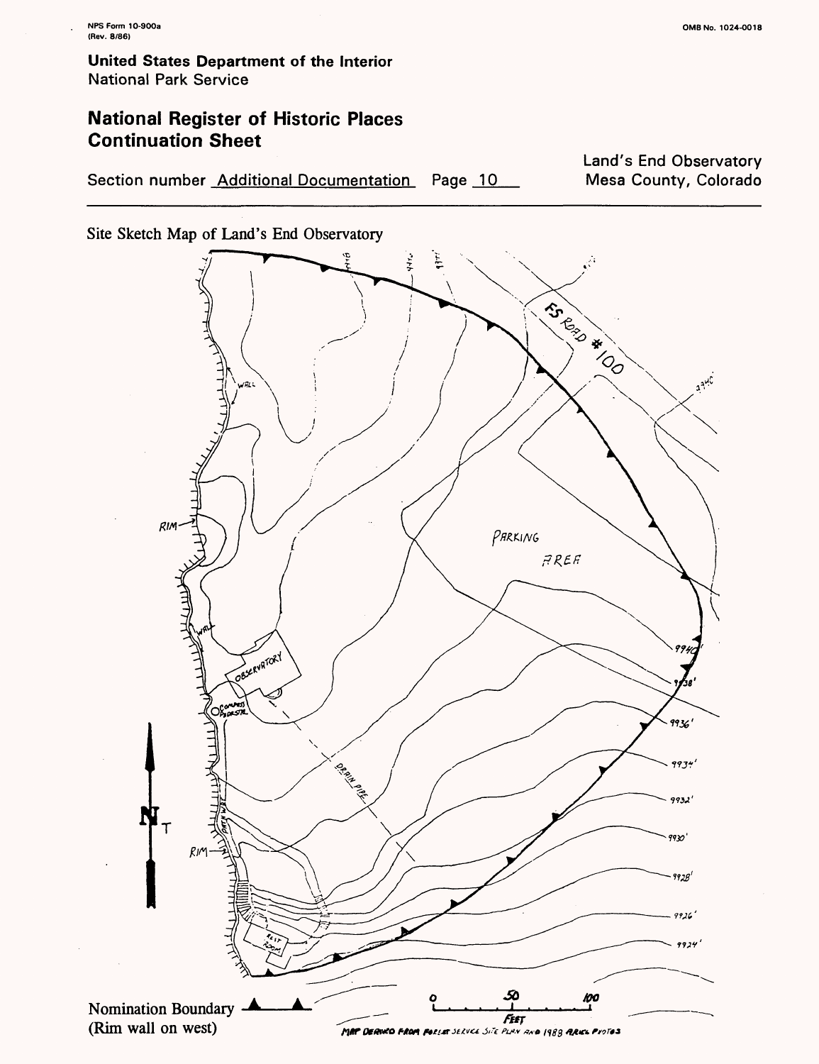NPS Form 10-900a
(Rev. 8/86)

OMB No. 1024-0018

**United States Department of the Interior**
National Park Service

## National Register of Historic Places Continuation Sheet

Section number Additional Documentation Page 10

Land's End Observatory
Mesa County, Colorado

Site Sketch Map of Land's End Observatory

Nomination Boundary
(Rim wall on west)

MAP DERIVED FROM FOREST SERVICE SITE PLAN AND 1988 AERIAL PHOTOS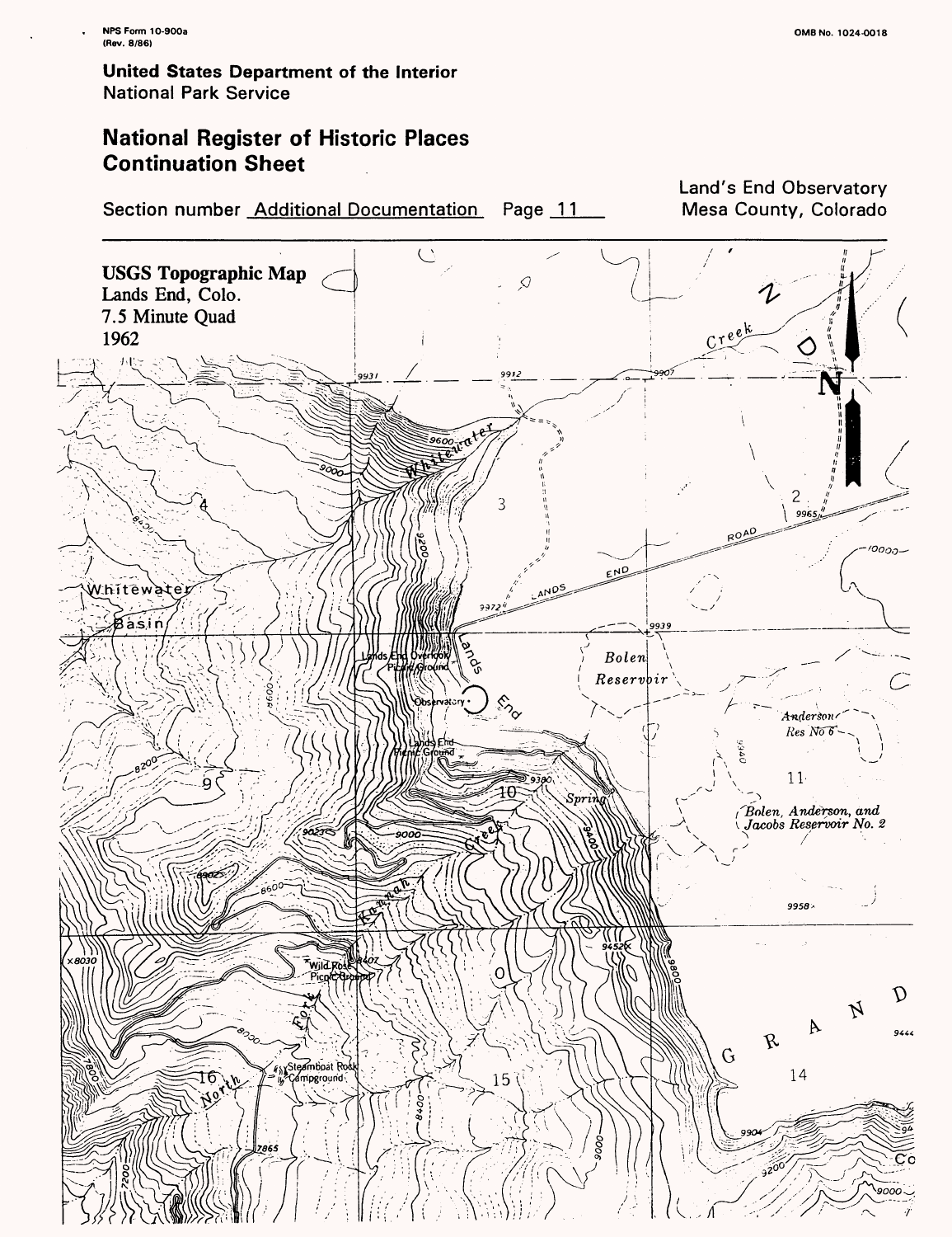NPS Form 10-900a
(Rev. 8/86)

OMB No. 1024-0018

United States Department of the Interior
National Park Service

## National Register of Historic Places Continuation Sheet

Section number Additional Documentation Page 11

Land's End Observatory
Mesa County, Colorado

**USGS Topographic Map**
Lands End, Colo.
7.5 Minute Quad
1962

Creek
Whitewater
Whitewater Basin
LANDS END ROAD
Lands End Overlook Picnic Ground
Observatory
Lands End
Lands End Picnic Ground
Bolen Reservoir
Anderson Res No 6
Bolen, Anderson, and Jacobs Reservoir No. 2
Spring Creek
Kannah
Wild Rose Picnic Ground
North Fork
Steamboat Rock Campground
GRAND
N

9931
9912
9907
9965
10000
9600
9000
9372
9939
8600
8200
9380
9023
9000
8902
8600
9400
9452
9800
9958
9440
8407
8030
8000
7800
8400
9000
7865
7200
9904
9200
9000
9444

3
2
4
9
10
11
15
14
16